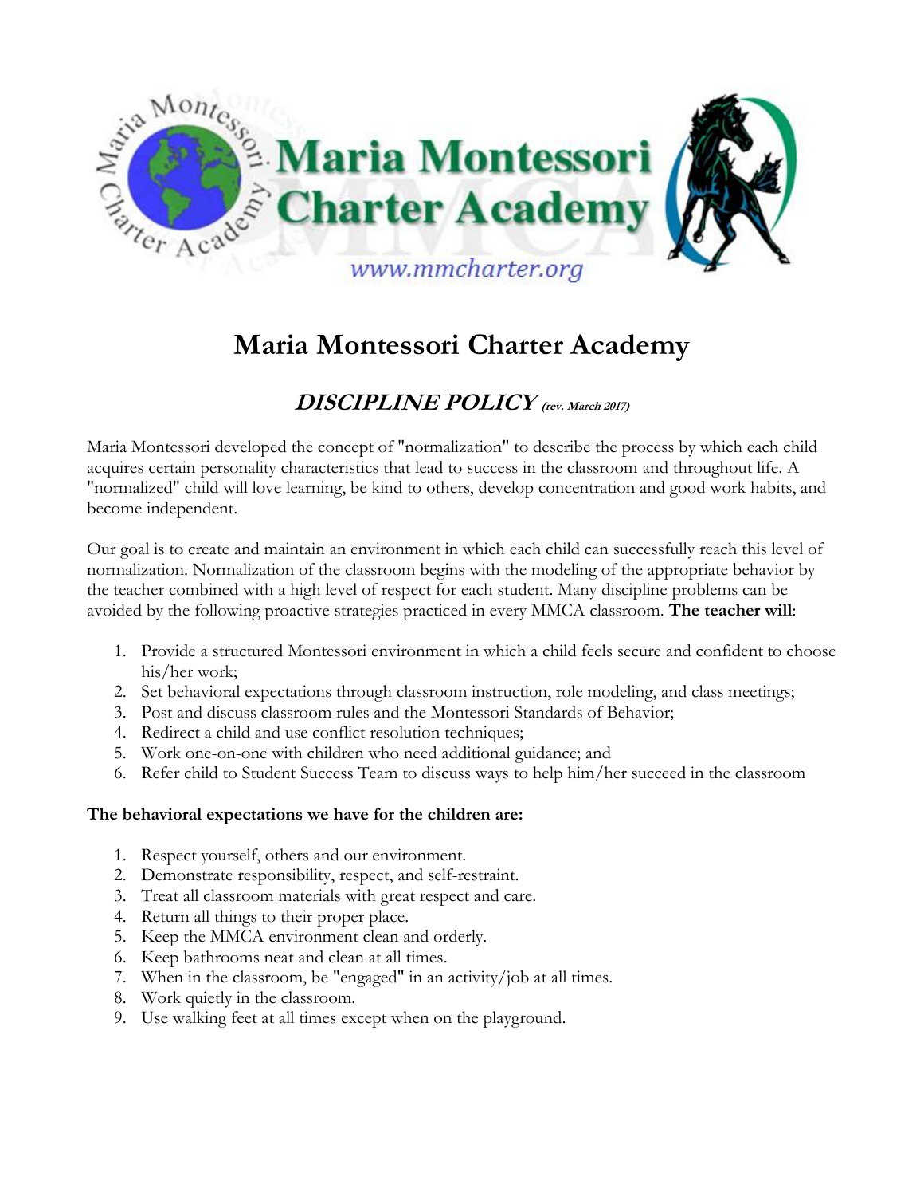# Maria Montessori Charter Academy

## *DISCIPLINE POLICY* (rev. March 2017)

Maria Montessori developed the concept of "normalization" to describe the process by which each child acquires certain personality characteristics that lead to success in the classroom and throughout life. A "normalized" child will love learning, be kind to others, develop concentration and good work habits, and become independent.

Our goal is to create and maintain an environment in which each child can successfully reach this level of normalization. Normalization of the classroom begins with the modeling of the appropriate behavior by the teacher combined with a high level of respect for each student. Many discipline problems can be avoided by the following proactive strategies practiced in every MMCA classroom. **The teacher will**:

1. Provide a structured Montessori environment in which a child feels secure and confident to choose his/her work;
2. Set behavioral expectations through classroom instruction, role modeling, and class meetings;
3. Post and discuss classroom rules and the Montessori Standards of Behavior;
4. Redirect a child and use conflict resolution techniques;
5. Work one-on-one with children who need additional guidance; and
6. Refer child to Student Success Team to discuss ways to help him/her succeed in the classroom

**The behavioral expectations we have for the children are:**

1. Respect yourself, others and our environment.
2. Demonstrate responsibility, respect, and self-restraint.
3. Treat all classroom materials with great respect and care.
4. Return all things to their proper place.
5. Keep the MMCA environment clean and orderly.
6. Keep bathrooms neat and clean at all times.
7. When in the classroom, be "engaged" in an activity/job at all times.
8. Work quietly in the classroom.
9. Use walking feet at all times except when on the playground.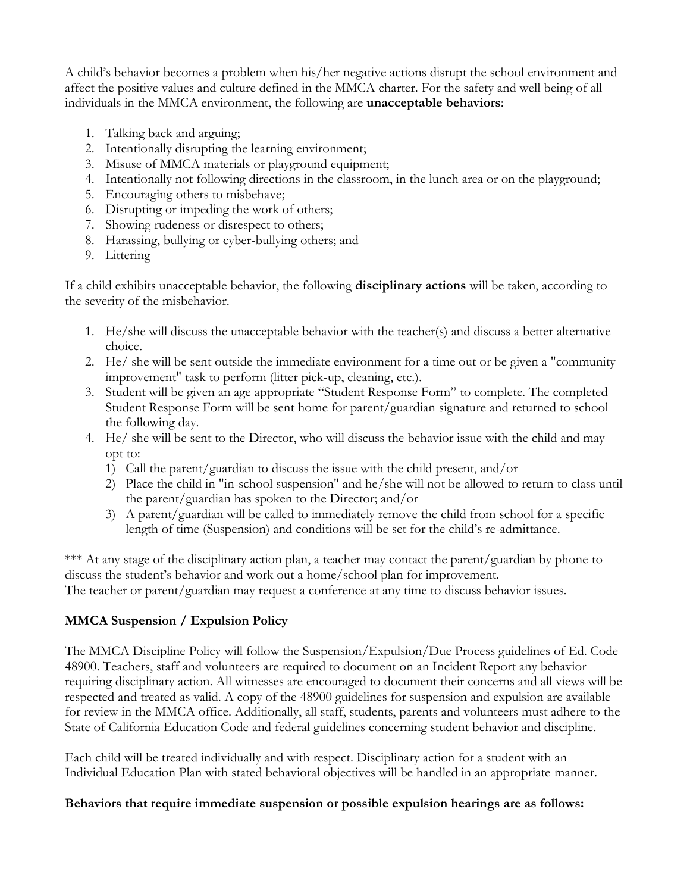A child's behavior becomes a problem when his/her negative actions disrupt the school environment and affect the positive values and culture defined in the MMCA charter. For the safety and well being of all individuals in the MMCA environment, the following are **unacceptable behaviors**:

1. Talking back and arguing;
2. Intentionally disrupting the learning environment;
3. Misuse of MMCA materials or playground equipment;
4. Intentionally not following directions in the classroom, in the lunch area or on the playground;
5. Encouraging others to misbehave;
6. Disrupting or impeding the work of others;
7. Showing rudeness or disrespect to others;
8. Harassing, bullying or cyber-bullying others; and
9. Littering

If a child exhibits unacceptable behavior, the following **disciplinary actions** will be taken, according to the severity of the misbehavior.

1. He/she will discuss the unacceptable behavior with the teacher(s) and discuss a better alternative choice.
2. He/ she will be sent outside the immediate environment for a time out or be given a "community improvement" task to perform (litter pick-up, cleaning, etc.).
3. Student will be given an age appropriate "Student Response Form" to complete. The completed Student Response Form will be sent home for parent/guardian signature and returned to school the following day.
4. He/ she will be sent to the Director, who will discuss the behavior issue with the child and may opt to:
   1) Call the parent/guardian to discuss the issue with the child present, and/or
   2) Place the child in "in-school suspension" and he/she will not be allowed to return to class until the parent/guardian has spoken to the Director; and/or
   3) A parent/guardian will be called to immediately remove the child from school for a specific length of time (Suspension) and conditions will be set for the child's re-admittance.

*** At any stage of the disciplinary action plan, a teacher may contact the parent/guardian by phone to discuss the student's behavior and work out a home/school plan for improvement.
The teacher or parent/guardian may request a conference at any time to discuss behavior issues.

**MMCA Suspension / Expulsion Policy**

The MMCA Discipline Policy will follow the Suspension/Expulsion/Due Process guidelines of Ed. Code 48900. Teachers, staff and volunteers are required to document on an Incident Report any behavior requiring disciplinary action. All witnesses are encouraged to document their concerns and all views will be respected and treated as valid. A copy of the 48900 guidelines for suspension and expulsion are available for review in the MMCA office. Additionally, all staff, students, parents and volunteers must adhere to the State of California Education Code and federal guidelines concerning student behavior and discipline.

Each child will be treated individually and with respect. Disciplinary action for a student with an Individual Education Plan with stated behavioral objectives will be handled in an appropriate manner.

**Behaviors that require immediate suspension or possible expulsion hearings are as follows:**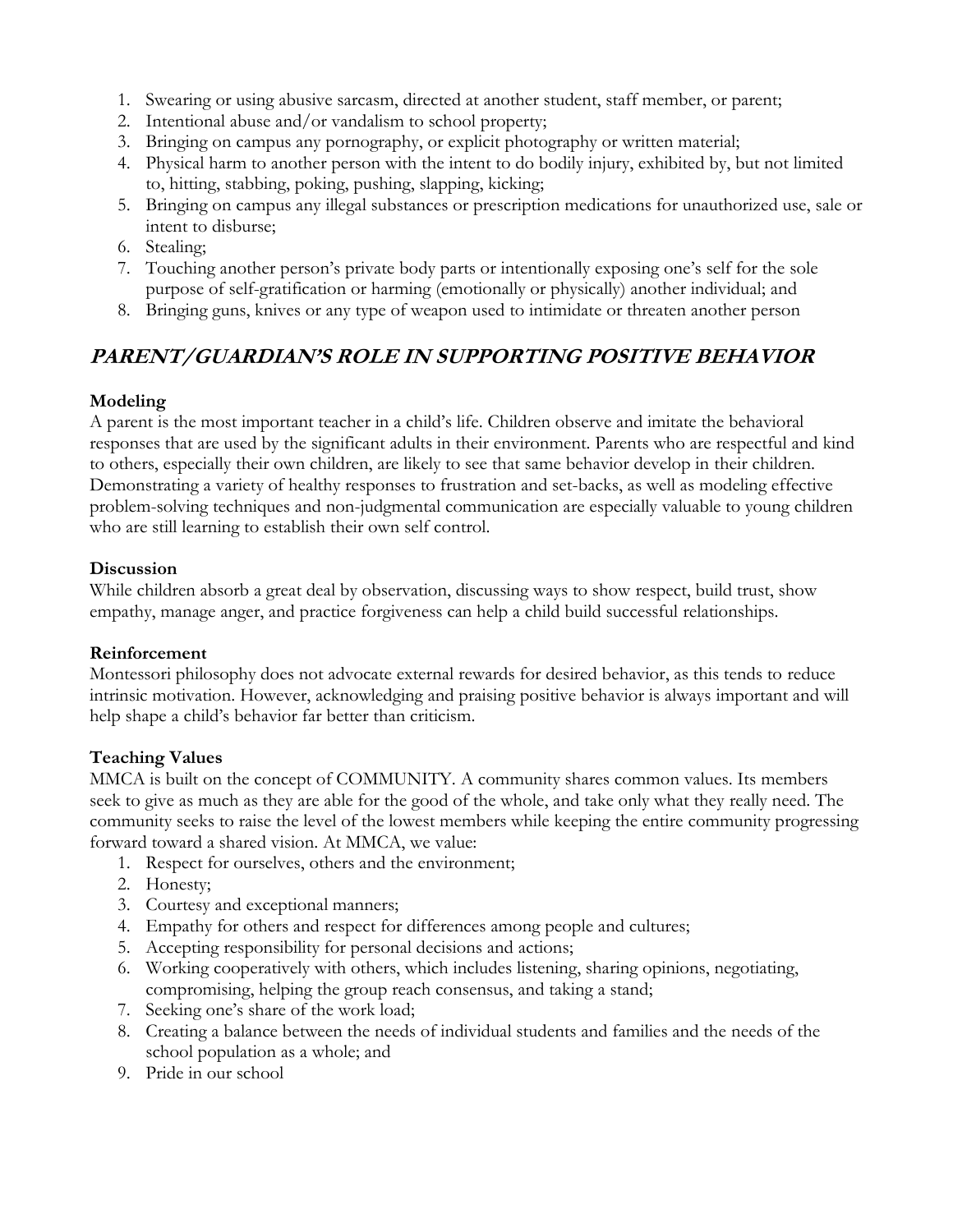1. Swearing or using abusive sarcasm, directed at another student, staff member, or parent;
2. Intentional abuse and/or vandalism to school property;
3. Bringing on campus any pornography, or explicit photography or written material;
4. Physical harm to another person with the intent to do bodily injury, exhibited by, but not limited to, hitting, stabbing, poking, pushing, slapping, kicking;
5. Bringing on campus any illegal substances or prescription medications for unauthorized use, sale or intent to disburse;
6. Stealing;
7. Touching another person's private body parts or intentionally exposing one's self for the sole purpose of self-gratification or harming (emotionally or physically) another individual; and
8. Bringing guns, knives or any type of weapon used to intimidate or threaten another person

## *PARENT/GUARDIAN'S ROLE IN SUPPORTING POSITIVE BEHAVIOR*

**Modeling**

A parent is the most important teacher in a child's life. Children observe and imitate the behavioral responses that are used by the significant adults in their environment. Parents who are respectful and kind to others, especially their own children, are likely to see that same behavior develop in their children. Demonstrating a variety of healthy responses to frustration and set-backs, as well as modeling effective problem-solving techniques and non-judgmental communication are especially valuable to young children who are still learning to establish their own self control.

**Discussion**

While children absorb a great deal by observation, discussing ways to show respect, build trust, show empathy, manage anger, and practice forgiveness can help a child build successful relationships.

**Reinforcement**

Montessori philosophy does not advocate external rewards for desired behavior, as this tends to reduce intrinsic motivation. However, acknowledging and praising positive behavior is always important and will help shape a child's behavior far better than criticism.

**Teaching Values**

MMCA is built on the concept of COMMUNITY. A community shares common values. Its members seek to give as much as they are able for the good of the whole, and take only what they really need. The community seeks to raise the level of the lowest members while keeping the entire community progressing forward toward a shared vision. At MMCA, we value:

1. Respect for ourselves, others and the environment;
2. Honesty;
3. Courtesy and exceptional manners;
4. Empathy for others and respect for differences among people and cultures;
5. Accepting responsibility for personal decisions and actions;
6. Working cooperatively with others, which includes listening, sharing opinions, negotiating, compromising, helping the group reach consensus, and taking a stand;
7. Seeking one's share of the work load;
8. Creating a balance between the needs of individual students and families and the needs of the school population as a whole; and
9. Pride in our school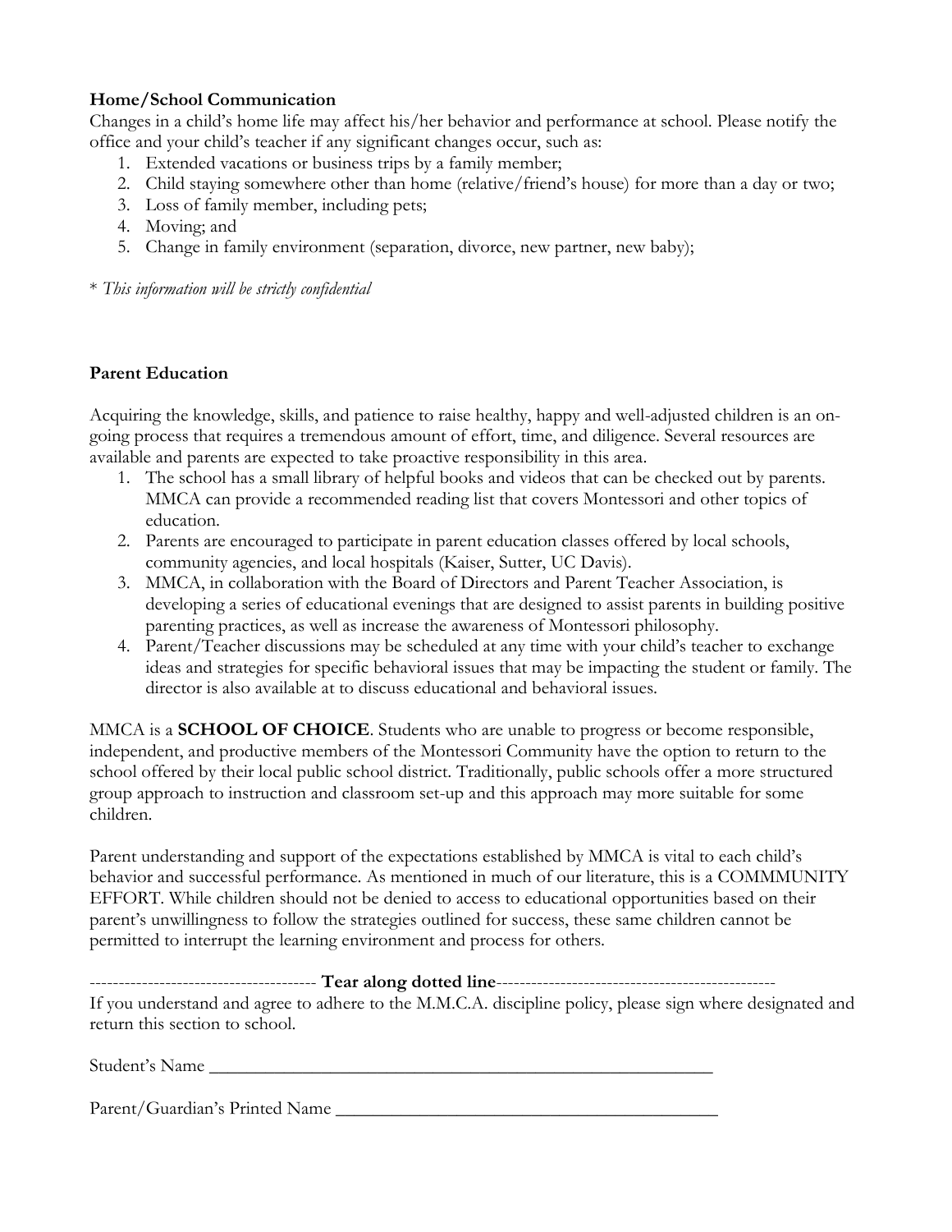**Home/School Communication**

Changes in a child's home life may affect his/her behavior and performance at school. Please notify the office and your child's teacher if any significant changes occur, such as:

1. Extended vacations or business trips by a family member;
2. Child staying somewhere other than home (relative/friend's house) for more than a day or two;
3. Loss of family member, including pets;
4. Moving; and
5. Change in family environment (separation, divorce, new partner, new baby);

* *This information will be strictly confidential*

**Parent Education**

Acquiring the knowledge, skills, and patience to raise healthy, happy and well-adjusted children is an on-going process that requires a tremendous amount of effort, time, and diligence. Several resources are available and parents are expected to take proactive responsibility in this area.

1. The school has a small library of helpful books and videos that can be checked out by parents. MMCA can provide a recommended reading list that covers Montessori and other topics of education.
2. Parents are encouraged to participate in parent education classes offered by local schools, community agencies, and local hospitals (Kaiser, Sutter, UC Davis).
3. MMCA, in collaboration with the Board of Directors and Parent Teacher Association, is developing a series of educational evenings that are designed to assist parents in building positive parenting practices, as well as increase the awareness of Montessori philosophy.
4. Parent/Teacher discussions may be scheduled at any time with your child's teacher to exchange ideas and strategies for specific behavioral issues that may be impacting the student or family. The director is also available at to discuss educational and behavioral issues.

MMCA is a **SCHOOL OF CHOICE**. Students who are unable to progress or become responsible, independent, and productive members of the Montessori Community have the option to return to the school offered by their local public school district. Traditionally, public schools offer a more structured group approach to instruction and classroom set-up and this approach may more suitable for some children.

Parent understanding and support of the expectations established by MMCA is vital to each child's behavior and successful performance. As mentioned in much of our literature, this is a COMMMUNITY EFFORT. While children should not be denied to access to educational opportunities based on their parent's unwillingness to follow the strategies outlined for success, these same children cannot be permitted to interrupt the learning environment and process for others.

-------------------------------------- **Tear along dotted line**-----------------------------------------------

If you understand and agree to adhere to the M.M.C.A. discipline policy, please sign where designated and return this section to school.

Student's Name ___________________________________________________________

Parent/Guardian's Printed Name ____________________________________________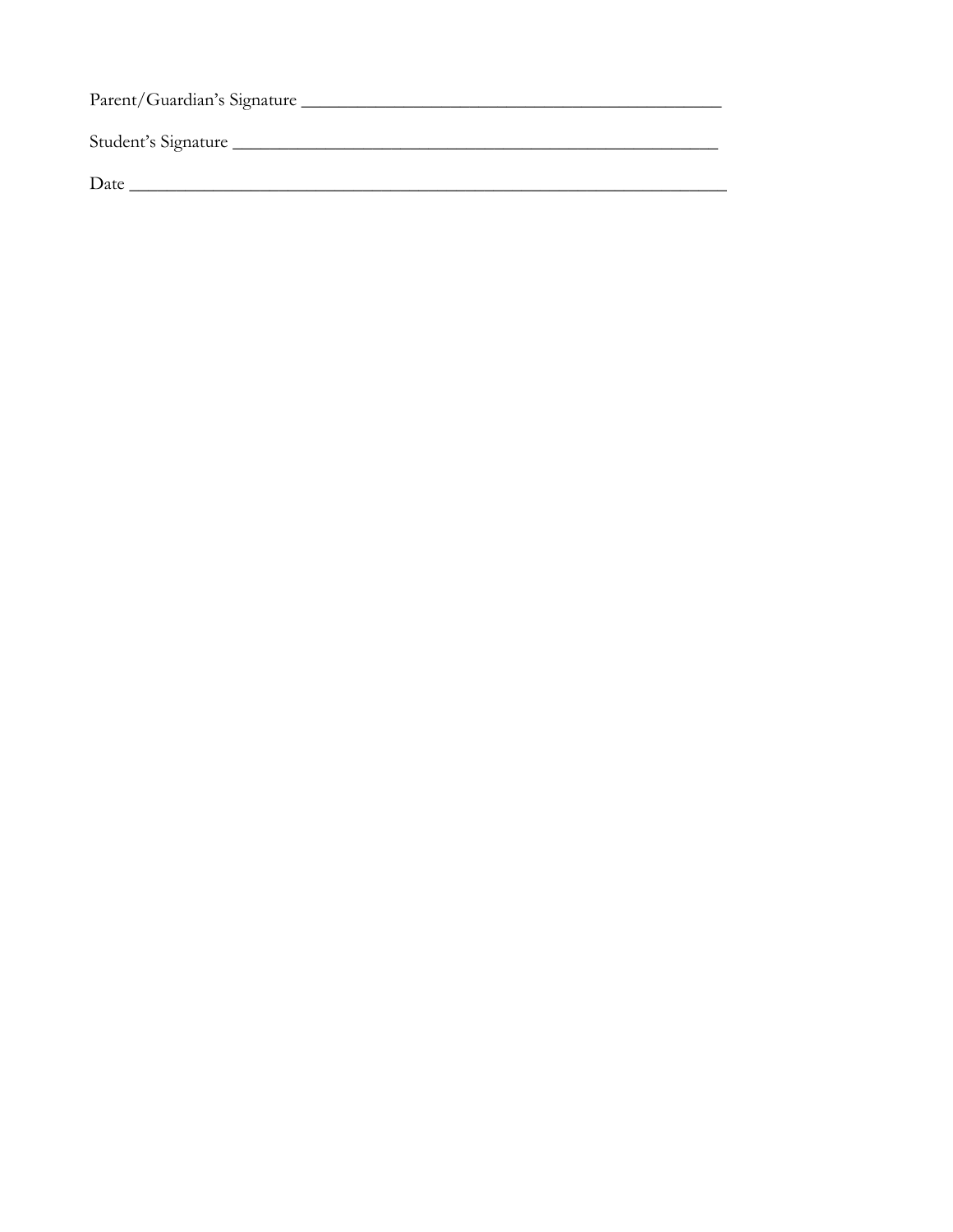Parent/Guardian's Signature ___________________________________________

Student's Signature ________________________________________________

Date ____________________________________________________________